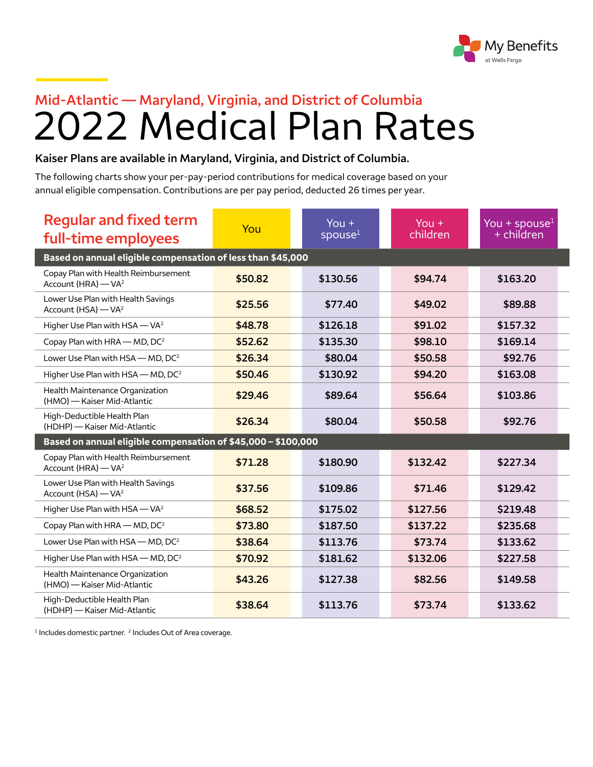My Benefits at Wells Fargo

## Mid-Atlantic — Maryland, Virginia, and District of Columbia

# 2022 Medical Plan Rates

**Kaiser Plans are available in Maryland, Virginia, and District of Columbia.**

The following charts show your per-pay-period contributions for medical coverage based on your annual eligible compensation. Contributions are per pay period, deducted 26 times per year.

| Regular and fixed term full-time employees | You | You + spouse[1] | You + children | You + spouse[1] + children |
|---|---|---|---|---|
| **Based on annual eligible compensation of less than $45,000** | | | | |
| Copay Plan with Health Reimbursement Account (HRA) — VA[2] | $50.82 | $130.56 | $94.74 | $163.20 |
| Lower Use Plan with Health Savings Account (HSA) — VA[2] | $25.56 | $77.40 | $49.02 | $89.88 |
| Higher Use Plan with HSA — VA[2] | $48.78 | $126.18 | $91.02 | $157.32 |
| Copay Plan with HRA — MD, DC[2] | $52.62 | $135.30 | $98.10 | $169.14 |
| Lower Use Plan with HSA — MD, DC[2] | $26.34 | $80.04 | $50.58 | $92.76 |
| Higher Use Plan with HSA — MD, DC[2] | $50.46 | $130.92 | $94.20 | $163.08 |
| Health Maintenance Organization (HMO) — Kaiser Mid-Atlantic | $29.46 | $89.64 | $56.64 | $103.86 |
| High-Deductible Health Plan (HDHP) — Kaiser Mid-Atlantic | $26.34 | $80.04 | $50.58 | $92.76 |
| **Based on annual eligible compensation of $45,000 – $100,000** | | | | |
| Copay Plan with Health Reimbursement Account (HRA) — VA[2] | $71.28 | $180.90 | $132.42 | $227.34 |
| Lower Use Plan with Health Savings Account (HSA) — VA[2] | $37.56 | $109.86 | $71.46 | $129.42 |
| Higher Use Plan with HSA — VA[2] | $68.52 | $175.02 | $127.56 | $219.48 |
| Copay Plan with HRA — MD, DC[2] | $73.80 | $187.50 | $137.22 | $235.68 |
| Lower Use Plan with HSA — MD, DC[2] | $38.64 | $113.76 | $73.74 | $133.62 |
| Higher Use Plan with HSA — MD, DC[2] | $70.92 | $181.62 | $132.06 | $227.58 |
| Health Maintenance Organization (HMO) — Kaiser Mid-Atlantic | $43.26 | $127.38 | $82.56 | $149.58 |
| High-Deductible Health Plan (HDHP) — Kaiser Mid-Atlantic | $38.64 | $113.76 | $73.74 | $133.62 |

[1] Includes domestic partner. [2] Includes Out of Area coverage.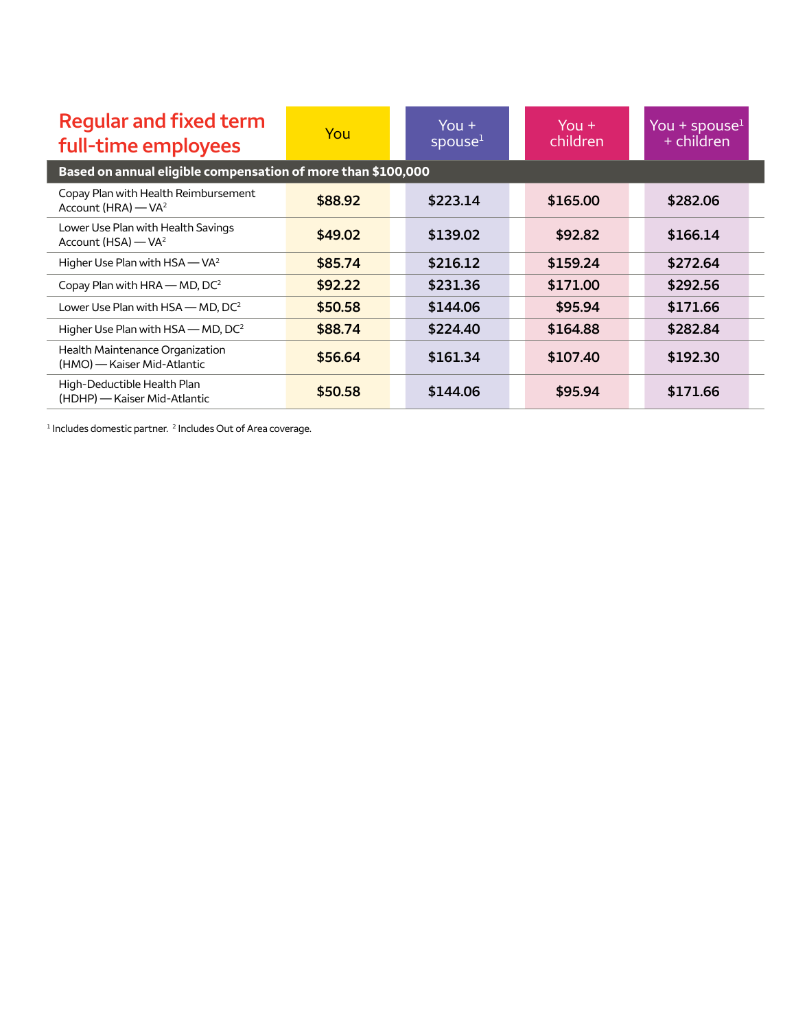| Regular and fixed term full-time employees | You | You + spouse[1] | You + children | You + spouse[1] + children |
|---|---|---|---|---|
| **Based on annual eligible compensation of more than $100,000** | | | | |
| Copay Plan with Health Reimbursement Account (HRA) — VA[2] | $88.92 | $223.14 | $165.00 | $282.06 |
| Lower Use Plan with Health Savings Account (HSA) — VA[2] | $49.02 | $139.02 | $92.82 | $166.14 |
| Higher Use Plan with HSA — VA[2] | $85.74 | $216.12 | $159.24 | $272.64 |
| Copay Plan with HRA — MD, DC[2] | $92.22 | $231.36 | $171.00 | $292.56 |
| Lower Use Plan with HSA — MD, DC[2] | $50.58 | $144.06 | $95.94 | $171.66 |
| Higher Use Plan with HSA — MD, DC[2] | $88.74 | $224.40 | $164.88 | $282.84 |
| Health Maintenance Organization (HMO) — Kaiser Mid-Atlantic | $56.64 | $161.34 | $107.40 | $192.30 |
| High-Deductible Health Plan (HDHP) — Kaiser Mid-Atlantic | $50.58 | $144.06 | $95.94 | $171.66 |

[1] Includes domestic partner. [2] Includes Out of Area coverage.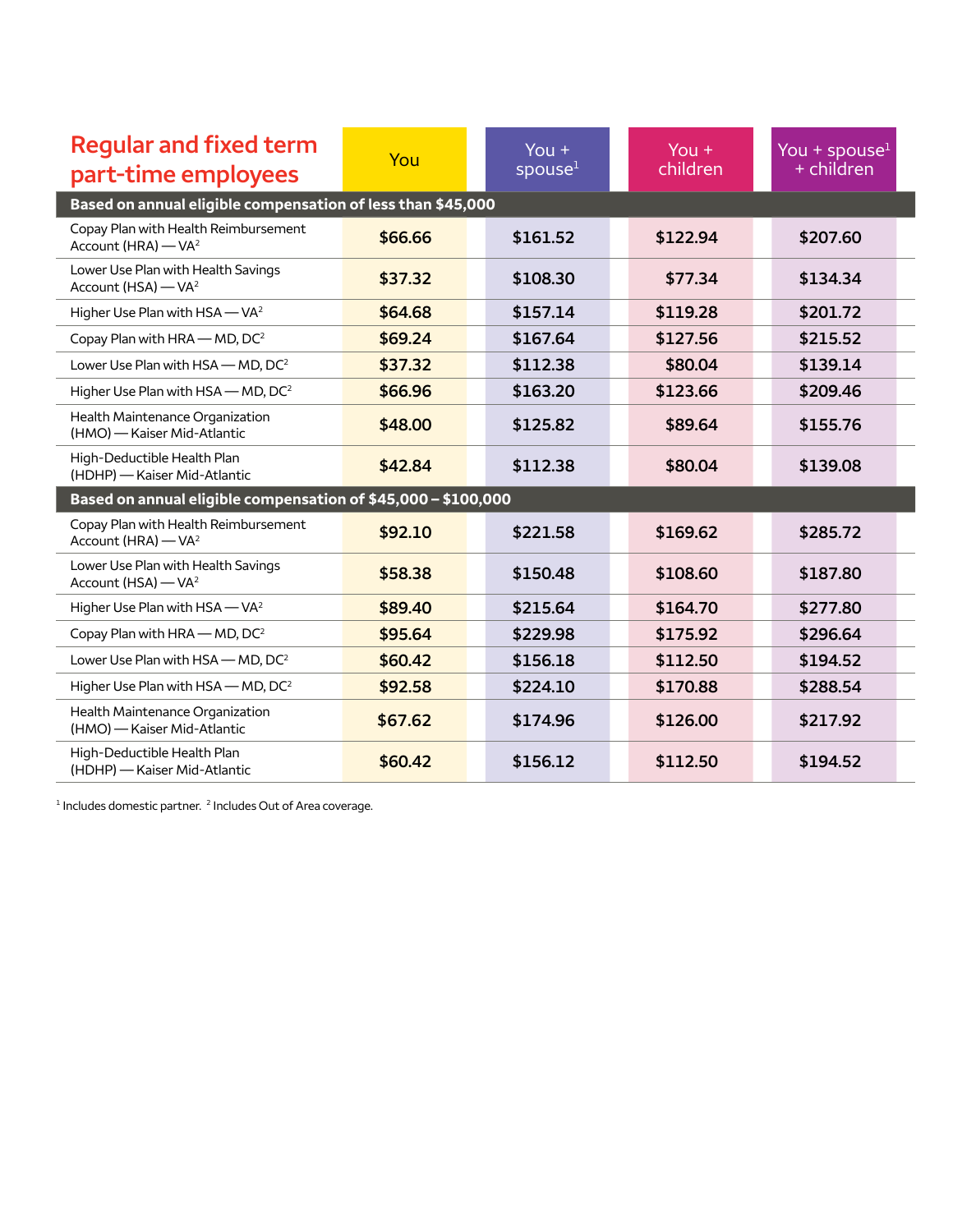| Regular and fixed term part-time employees | You | You + spouse[1] | You + children | You + spouse[1] + children |
|---|---|---|---|---|
| **Based on annual eligible compensation of less than $45,000** | | | | |
| Copay Plan with Health Reimbursement Account (HRA) — VA[2] | $66.66 | $161.52 | $122.94 | $207.60 |
| Lower Use Plan with Health Savings Account (HSA) — VA[2] | $37.32 | $108.30 | $77.34 | $134.34 |
| Higher Use Plan with HSA — VA[2] | $64.68 | $157.14 | $119.28 | $201.72 |
| Copay Plan with HRA — MD, DC[2] | $69.24 | $167.64 | $127.56 | $215.52 |
| Lower Use Plan with HSA — MD, DC[2] | $37.32 | $112.38 | $80.04 | $139.14 |
| Higher Use Plan with HSA — MD, DC[2] | $66.96 | $163.20 | $123.66 | $209.46 |
| Health Maintenance Organization (HMO) — Kaiser Mid-Atlantic | $48.00 | $125.82 | $89.64 | $155.76 |
| High-Deductible Health Plan (HDHP) — Kaiser Mid-Atlantic | $42.84 | $112.38 | $80.04 | $139.08 |
| **Based on annual eligible compensation of $45,000 – $100,000** | | | | |
| Copay Plan with Health Reimbursement Account (HRA) — VA[2] | $92.10 | $221.58 | $169.62 | $285.72 |
| Lower Use Plan with Health Savings Account (HSA) — VA[2] | $58.38 | $150.48 | $108.60 | $187.80 |
| Higher Use Plan with HSA — VA[2] | $89.40 | $215.64 | $164.70 | $277.80 |
| Copay Plan with HRA — MD, DC[2] | $95.64 | $229.98 | $175.92 | $296.64 |
| Lower Use Plan with HSA — MD, DC[2] | $60.42 | $156.18 | $112.50 | $194.52 |
| Higher Use Plan with HSA — MD, DC[2] | $92.58 | $224.10 | $170.88 | $288.54 |
| Health Maintenance Organization (HMO) — Kaiser Mid-Atlantic | $67.62 | $174.96 | $126.00 | $217.92 |
| High-Deductible Health Plan (HDHP) — Kaiser Mid-Atlantic | $60.42 | $156.12 | $112.50 | $194.52 |

[1] Includes domestic partner. [2] Includes Out of Area coverage.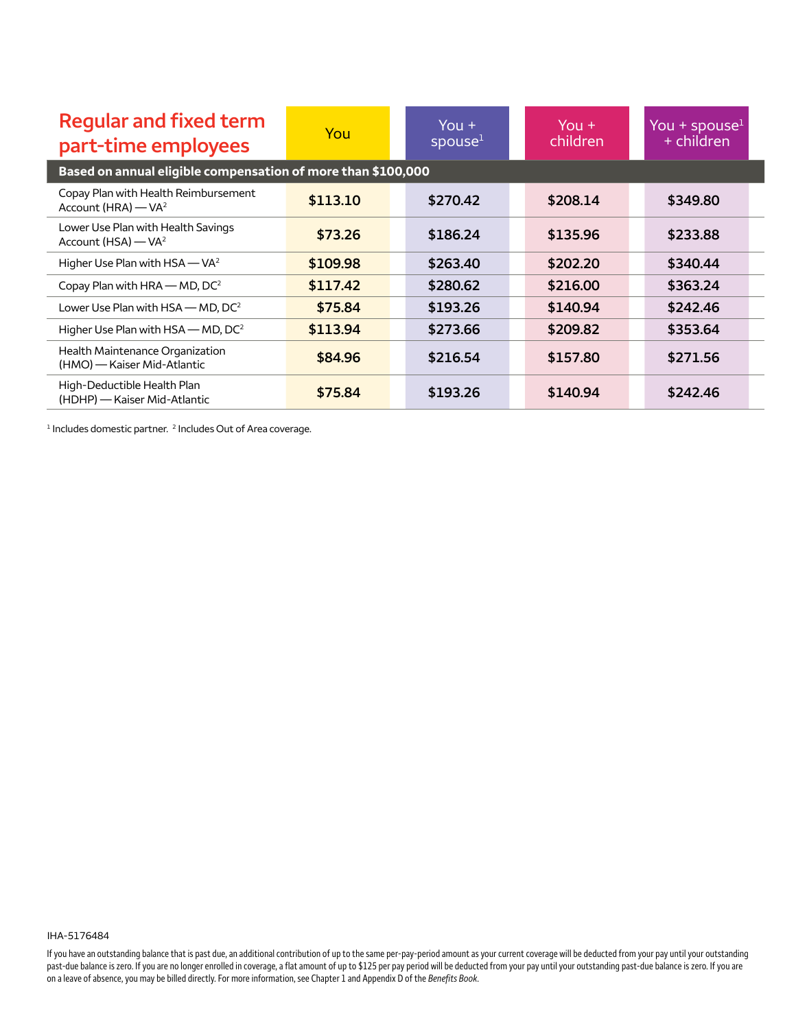| Regular and fixed term part-time employees | You | You + spouse[1] | You + children | You + spouse[1] + children |
|---|---|---|---|---|
| **Based on annual eligible compensation of more than $100,000** | | | | |
| Copay Plan with Health Reimbursement Account (HRA) — VA[2] | $113.10 | $270.42 | $208.14 | $349.80 |
| Lower Use Plan with Health Savings Account (HSA) — VA[2] | $73.26 | $186.24 | $135.96 | $233.88 |
| Higher Use Plan with HSA — VA[2] | $109.98 | $263.40 | $202.20 | $340.44 |
| Copay Plan with HRA — MD, DC[2] | $117.42 | $280.62 | $216.00 | $363.24 |
| Lower Use Plan with HSA — MD, DC[2] | $75.84 | $193.26 | $140.94 | $242.46 |
| Higher Use Plan with HSA — MD, DC[2] | $113.94 | $273.66 | $209.82 | $353.64 |
| Health Maintenance Organization (HMO) — Kaiser Mid-Atlantic | $84.96 | $216.54 | $157.80 | $271.56 |
| High-Deductible Health Plan (HDHP) — Kaiser Mid-Atlantic | $75.84 | $193.26 | $140.94 | $242.46 |

[1] Includes domestic partner. [2] Includes Out of Area coverage.

IHA-5176484

If you have an outstanding balance that is past due, an additional contribution of up to the same per-pay-period amount as your current coverage will be deducted from your pay until your outstanding past-due balance is zero. If you are no longer enrolled in coverage, a flat amount of up to $125 per pay period will be deducted from your pay until your outstanding past-due balance is zero. If you are on a leave of absence, you may be billed directly. For more information, see Chapter 1 and Appendix D of the *Benefits Book*.